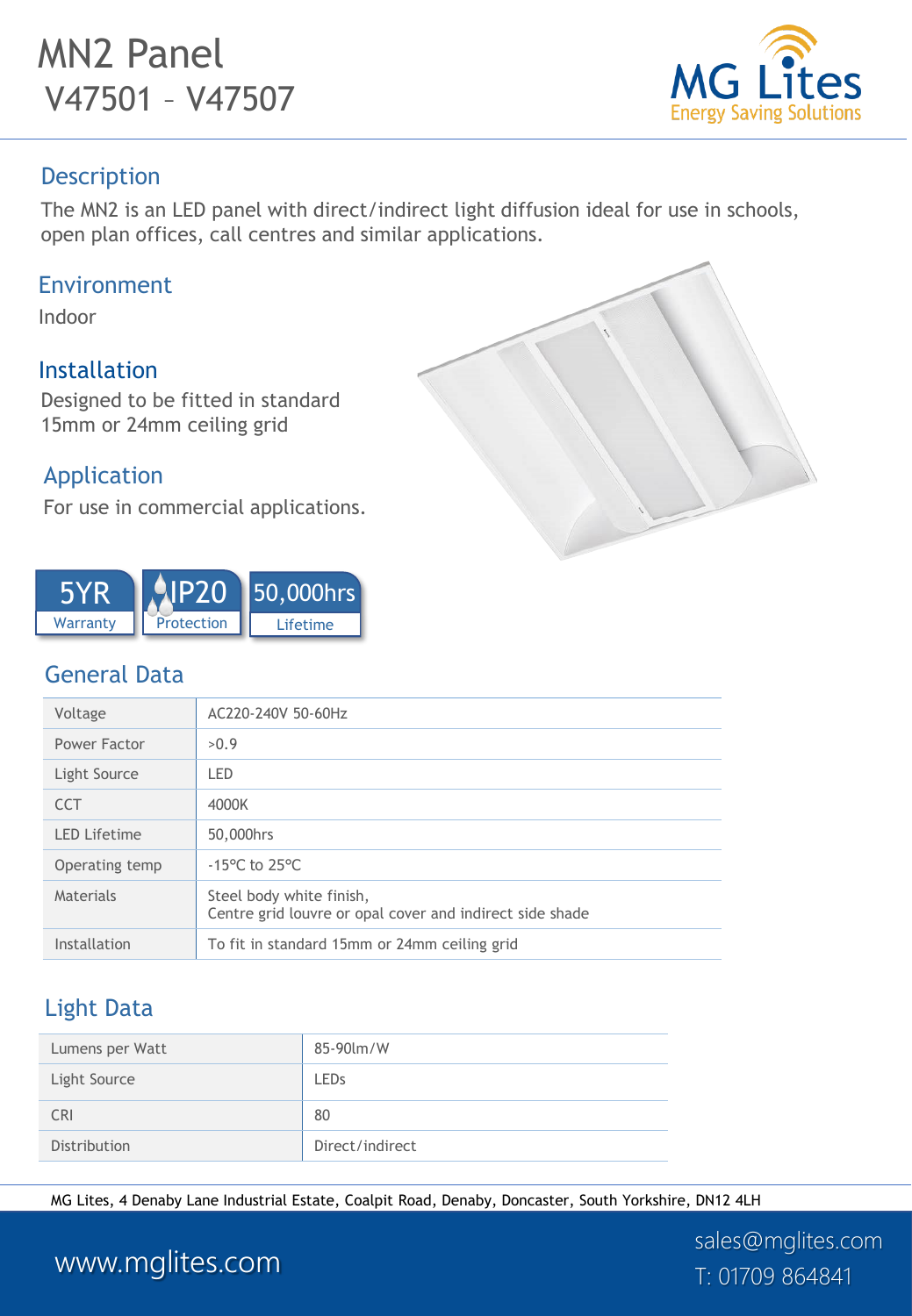# MN2 Panel
## V47501 – V47507

MG Lites
Energy Saving Solutions

## Description

The MN2 is an LED panel with direct/indirect light diffusion ideal for use in schools, open plan offices, call centres and similar applications.

## Environment

Indoor

## Installation

Designed to be fitted in standard 15mm or 24mm ceiling grid

## Application

For use in commercial applications.

5YR Warranty | IP20 Protection | 50,000hrs Lifetime

## General Data

| | |
|---|---|
| Voltage | AC220-240V 50-60Hz |
| Power Factor | >0.9 |
| Light Source | LED |
| CCT | 4000K |
| LED Lifetime | 50,000hrs |
| Operating temp | -15°C to 25°C |
| Materials | Steel body white finish, Centre grid louvre or opal cover and indirect side shade |
| Installation | To fit in standard 15mm or 24mm ceiling grid |

## Light Data

| | |
|---|---|
| Lumens per Watt | 85-90lm/W |
| Light Source | LEDs |
| CRI | 80 |
| Distribution | Direct/indirect |

MG Lites, 4 Denaby Lane Industrial Estate, Coalpit Road, Denaby, Doncaster, South Yorkshire, DN12 4LH

www.mglites.com

sales@mglites.com
T: 01709 864841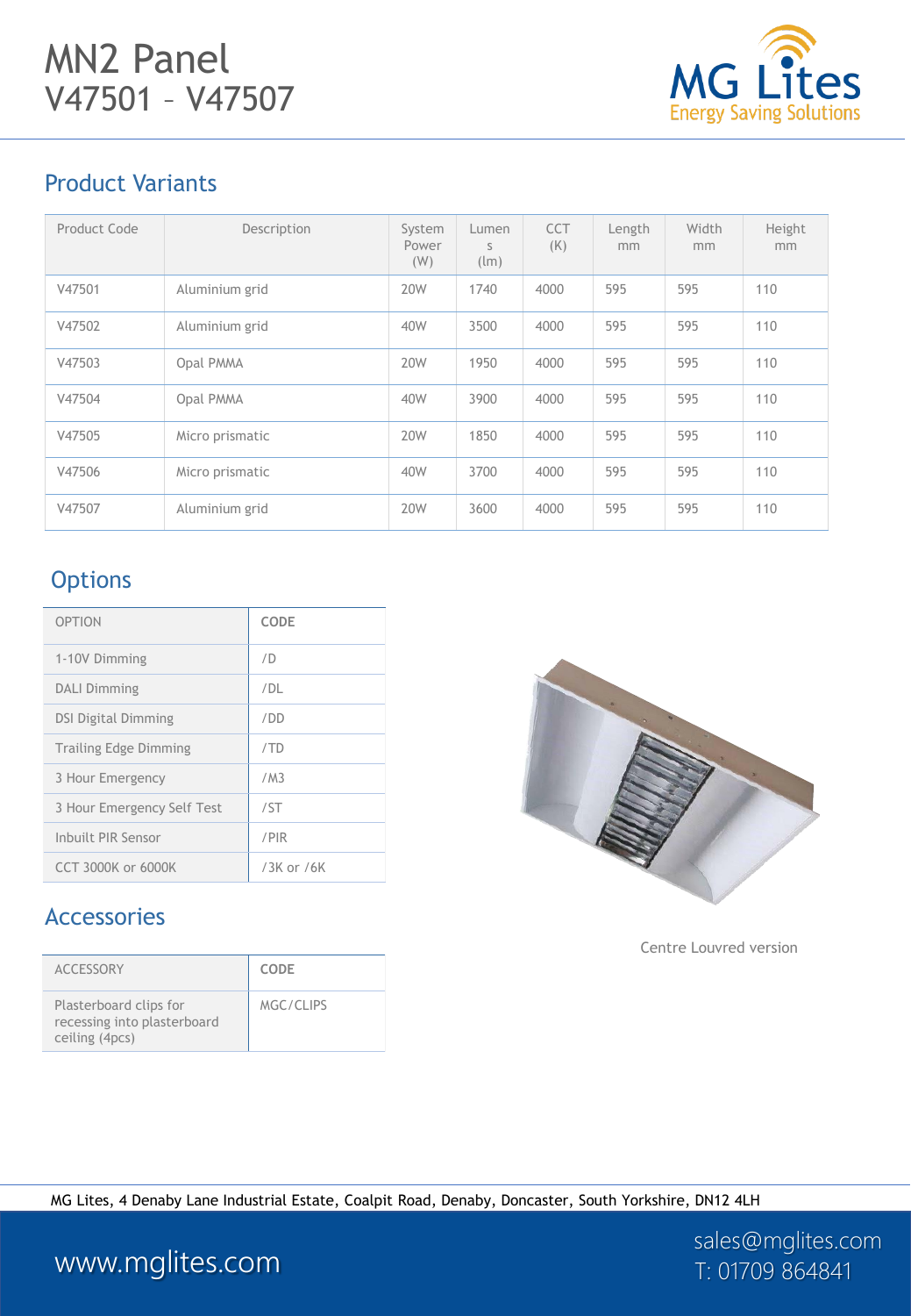# MN2 Panel
# V47501 – V47507

MG Lites
Energy Saving Solutions

## Product Variants

| Product Code | Description | System Power (W) | Lumens (lm) | CCT (K) | Length mm | Width mm | Height mm |
|---|---|---|---|---|---|---|---|
| V47501 | Aluminium grid | 20W | 1740 | 4000 | 595 | 595 | 110 |
| V47502 | Aluminium grid | 40W | 3500 | 4000 | 595 | 595 | 110 |
| V47503 | Opal PMMA | 20W | 1950 | 4000 | 595 | 595 | 110 |
| V47504 | Opal PMMA | 40W | 3900 | 4000 | 595 | 595 | 110 |
| V47505 | Micro prismatic | 20W | 1850 | 4000 | 595 | 595 | 110 |
| V47506 | Micro prismatic | 40W | 3700 | 4000 | 595 | 595 | 110 |
| V47507 | Aluminium grid | 20W | 3600 | 4000 | 595 | 595 | 110 |

## Options

| OPTION | CODE |
|---|---|
| 1-10V Dimming | /D |
| DALI Dimming | /DL |
| DSI Digital Dimming | /DD |
| Trailing Edge Dimming | /TD |
| 3 Hour Emergency | /M3 |
| 3 Hour Emergency Self Test | /ST |
| Inbuilt PIR Sensor | /PIR |
| CCT 3000K or 6000K | /3K or /6K |

## Accessories

| ACCESSORY | CODE |
|---|---|
| Plasterboard clips for recessing into plasterboard ceiling (4pcs) | MGC/CLIPS |

Centre Louvred version

MG Lites, 4 Denaby Lane Industrial Estate, Coalpit Road, Denaby, Doncaster, South Yorkshire, DN12 4LH

www.mglites.com

sales@mglites.com
T: 01709 864841